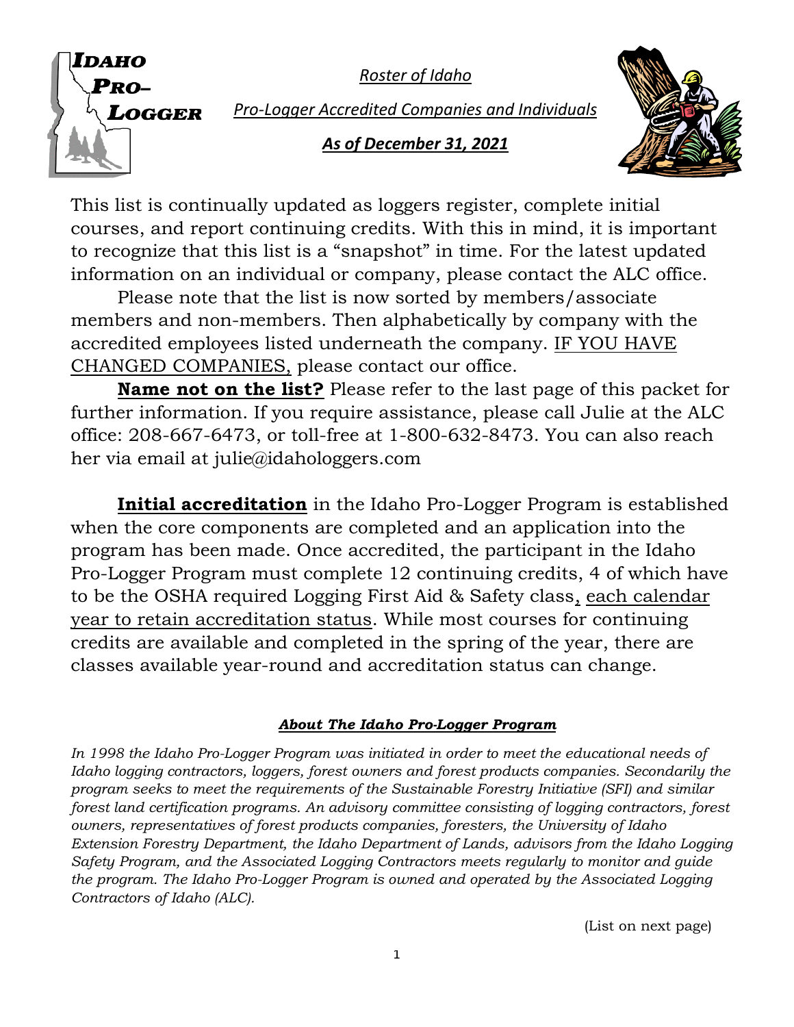IDAHO PRO–LOGGER

# *Roster of Idaho*

## *Pro-Logger Accredited Companies and Individuals*

### ***As of December 31, 2021***

This list is continually updated as loggers register, complete initial courses, and report continuing credits. With this in mind, it is important to recognize that this list is a "snapshot" in time. For the latest updated information on an individual or company, please contact the ALC office.

Please note that the list is now sorted by members/associate members and non-members. Then alphabetically by company with the accredited employees listed underneath the company. IF YOU HAVE CHANGED COMPANIES, please contact our office.

**Name not on the list?** Please refer to the last page of this packet for further information. If you require assistance, please call Julie at the ALC office: 208-667-6473, or toll-free at 1-800-632-8473. You can also reach her via email at julie@idahologgers.com

**Initial accreditation** in the Idaho Pro-Logger Program is established when the core components are completed and an application into the program has been made. Once accredited, the participant in the Idaho Pro-Logger Program must complete 12 continuing credits, 4 of which have to be the OSHA required Logging First Aid & Safety class, each calendar year to retain accreditation status. While most courses for continuing credits are available and completed in the spring of the year, there are classes available year-round and accreditation status can change.

#### ***About The Idaho Pro-Logger Program***

*In 1998 the Idaho Pro-Logger Program was initiated in order to meet the educational needs of Idaho logging contractors, loggers, forest owners and forest products companies. Secondarily the program seeks to meet the requirements of the Sustainable Forestry Initiative (SFI) and similar forest land certification programs. An advisory committee consisting of logging contractors, forest owners, representatives of forest products companies, foresters, the University of Idaho Extension Forestry Department, the Idaho Department of Lands, advisors from the Idaho Logging Safety Program, and the Associated Logging Contractors meets regularly to monitor and guide the program. The Idaho Pro-Logger Program is owned and operated by the Associated Logging Contractors of Idaho (ALC).*

(List on next page)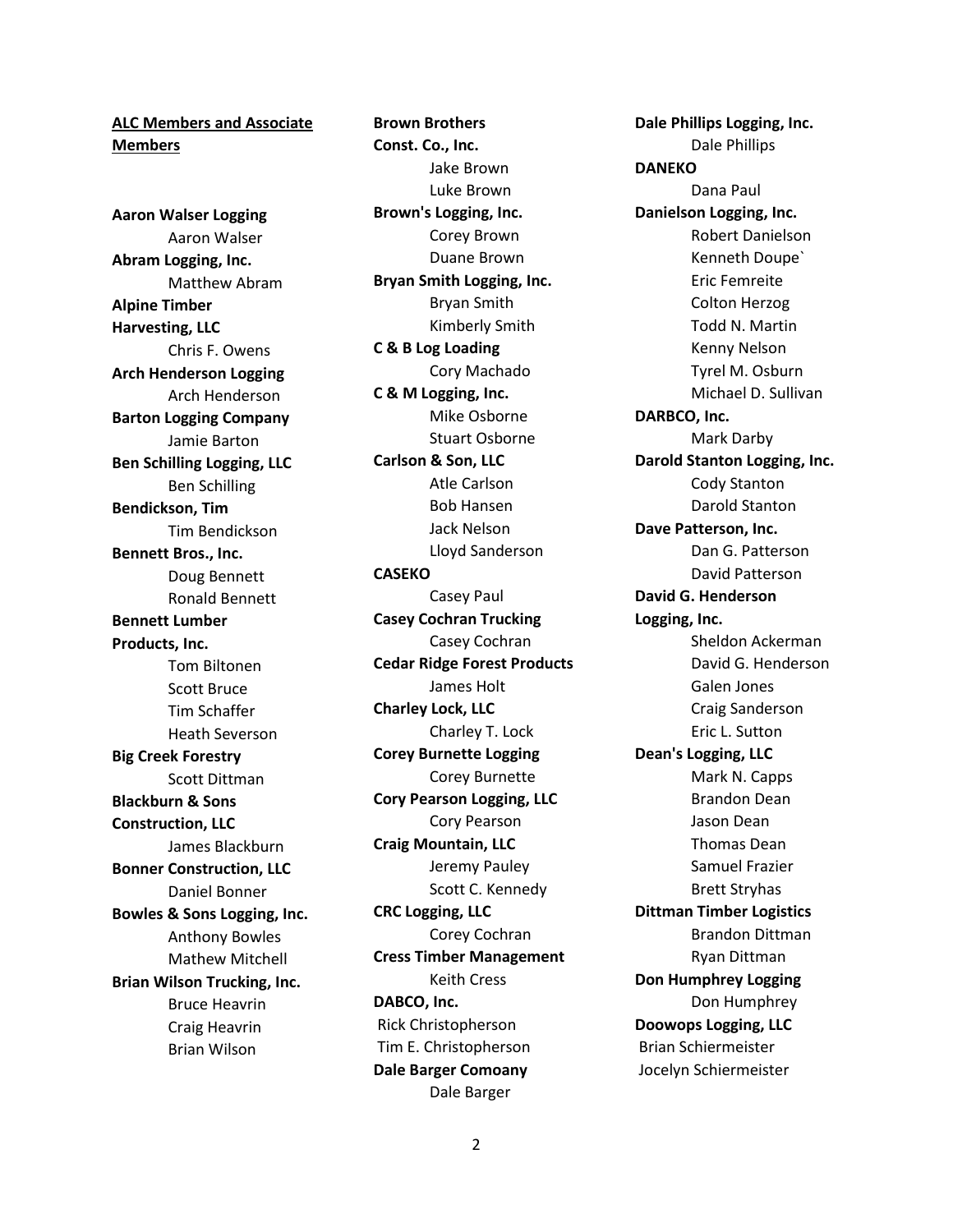**ALC Members and Associate Members**

**Aaron Walser Logging**
Aaron Walser

**Abram Logging, Inc.**
Matthew Abram

**Alpine Timber Harvesting, LLC**
Chris F. Owens

**Arch Henderson Logging**
Arch Henderson

**Barton Logging Company**
Jamie Barton

**Ben Schilling Logging, LLC**
Ben Schilling

**Bendickson, Tim**
Tim Bendickson

**Bennett Bros., Inc.**
Doug Bennett
Ronald Bennett

**Bennett Lumber Products, Inc.**
Tom Biltonen
Scott Bruce
Tim Schaffer
Heath Severson

**Big Creek Forestry**
Scott Dittman

**Blackburn & Sons Construction, LLC**
James Blackburn

**Bonner Construction, LLC**
Daniel Bonner

**Bowles & Sons Logging, Inc.**
Anthony Bowles
Mathew Mitchell

**Brian Wilson Trucking, Inc.**
Bruce Heavrin
Craig Heavrin
Brian Wilson

**Brown Brothers Const. Co., Inc.**
Jake Brown
Luke Brown

**Brown's Logging, Inc.**
Corey Brown
Duane Brown

**Bryan Smith Logging, Inc.**
Bryan Smith
Kimberly Smith

**C & B Log Loading**
Cory Machado

**C & M Logging, Inc.**
Mike Osborne
Stuart Osborne

**Carlson & Son, LLC**
Atle Carlson
Bob Hansen
Jack Nelson
Lloyd Sanderson

**CASEKO**
Casey Paul

**Casey Cochran Trucking**
Casey Cochran

**Cedar Ridge Forest Products**
James Holt

**Charley Lock, LLC**
Charley T. Lock

**Corey Burnette Logging**
Corey Burnette

**Cory Pearson Logging, LLC**
Cory Pearson

**Craig Mountain, LLC**
Jeremy Pauley
Scott C. Kennedy

**CRC Logging, LLC**
Corey Cochran

**Cress Timber Management**
Keith Cress

**DABCO, Inc.**
Rick Christopherson
Tim E. Christopherson

**Dale Barger Comoany**
Dale Barger

**Dale Phillips Logging, Inc.**
Dale Phillips

**DANEKO**
Dana Paul

**Danielson Logging, Inc.**
Robert Danielson
Kenneth Doupe`
Eric Femreite
Colton Herzog
Todd N. Martin
Kenny Nelson
Tyrel M. Osburn
Michael D. Sullivan

**DARBCO, Inc.**
Mark Darby

**Darold Stanton Logging, Inc.**
Cody Stanton
Darold Stanton

**Dave Patterson, Inc.**
Dan G. Patterson
David Patterson

**David G. Henderson Logging, Inc.**
Sheldon Ackerman
David G. Henderson
Galen Jones
Craig Sanderson
Eric L. Sutton

**Dean's Logging, LLC**
Mark N. Capps
Brandon Dean
Jason Dean
Thomas Dean
Samuel Frazier
Brett Stryhas

**Dittman Timber Logistics**
Brandon Dittman
Ryan Dittman

**Don Humphrey Logging**
Don Humphrey

**Doowops Logging, LLC**
Brian Schiermeister
Jocelyn Schiermeister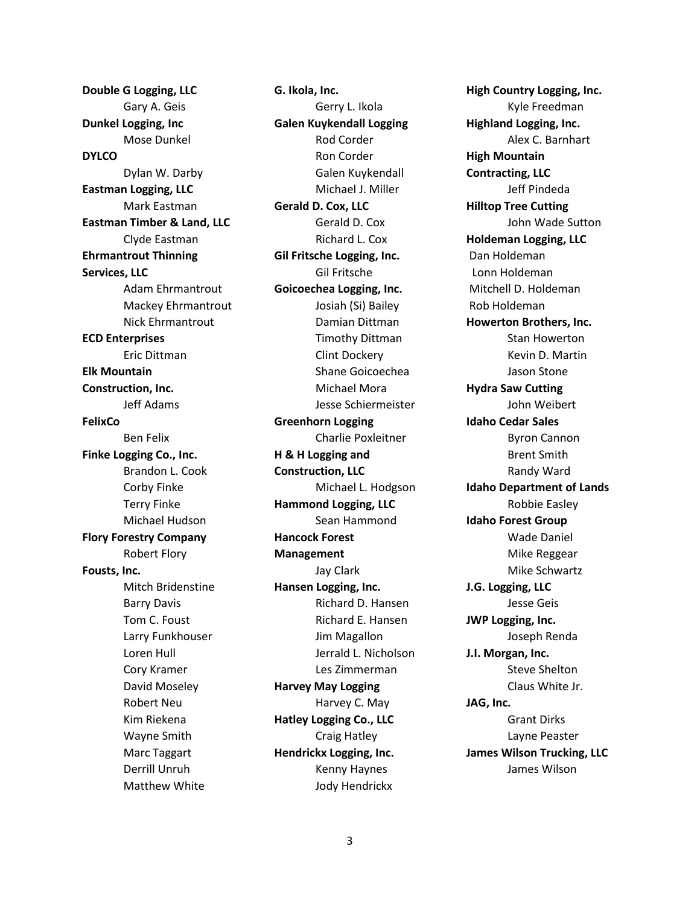**Double G Logging, LLC**
Gary A. Geis

**Dunkel Logging, Inc**
Mose Dunkel

**DYLCO**
Dylan W. Darby

**Eastman Logging, LLC**
Mark Eastman

**Eastman Timber & Land, LLC**
Clyde Eastman

**Ehrmantrout Thinning Services, LLC**
Adam Ehrmantrout
Mackey Ehrmantrout
Nick Ehrmantrout

**ECD Enterprises**
Eric Dittman

**Elk Mountain Construction, Inc.**
Jeff Adams

**FelixCo**
Ben Felix

**Finke Logging Co., Inc.**
Brandon L. Cook
Corby Finke
Terry Finke
Michael Hudson

**Flory Forestry Company**
Robert Flory

**Fousts, Inc.**
Mitch Bridenstine
Barry Davis
Tom C. Foust
Larry Funkhouser
Loren Hull
Cory Kramer
David Moseley
Robert Neu
Kim Riekena
Wayne Smith
Marc Taggart
Derrill Unruh
Matthew White

**G. Ikola, Inc.**
Gerry L. Ikola

**Galen Kuykendall Logging**
Rod Corder
Ron Corder
Galen Kuykendall
Michael J. Miller

**Gerald D. Cox, LLC**
Gerald D. Cox
Richard L. Cox

**Gil Fritsche Logging, Inc.**
Gil Fritsche

**Goicoechea Logging, Inc.**
Josiah (Si) Bailey
Damian Dittman
Timothy Dittman
Clint Dockery
Shane Goicoechea
Michael Mora
Jesse Schiermeister

**Greenhorn Logging**
Charlie Poxleitner

**H & H Logging and Construction, LLC**
Michael L. Hodgson

**Hammond Logging, LLC**
Sean Hammond

**Hancock Forest Management**
Jay Clark

**Hansen Logging, Inc.**
Richard D. Hansen
Richard E. Hansen
Jim Magallon
Jerrald L. Nicholson
Les Zimmerman

**Harvey May Logging**
Harvey C. May

**Hatley Logging Co., LLC**
Craig Hatley

**Hendrickx Logging, Inc.**
Kenny Haynes
Jody Hendrickx

**High Country Logging, Inc.**
Kyle Freedman

**Highland Logging, Inc.**
Alex C. Barnhart

**High Mountain Contracting, LLC**
Jeff Pindeda

**Hilltop Tree Cutting**
John Wade Sutton

**Holdeman Logging, LLC**
Dan Holdeman
Lonn Holdeman
Mitchell D. Holdeman
Rob Holdeman

**Howerton Brothers, Inc.**
Stan Howerton
Kevin D. Martin
Jason Stone

**Hydra Saw Cutting**
John Weibert

**Idaho Cedar Sales**
Byron Cannon
Brent Smith
Randy Ward

**Idaho Department of Lands**
Robbie Easley

**Idaho Forest Group**
Wade Daniel
Mike Reggear
Mike Schwartz

**J.G. Logging, LLC**
Jesse Geis

**JWP Logging, Inc.**
Joseph Renda

**J.I. Morgan, Inc.**
Steve Shelton
Claus White Jr.

**JAG, Inc.**
Grant Dirks
Layne Peaster

**James Wilson Trucking, LLC**
James Wilson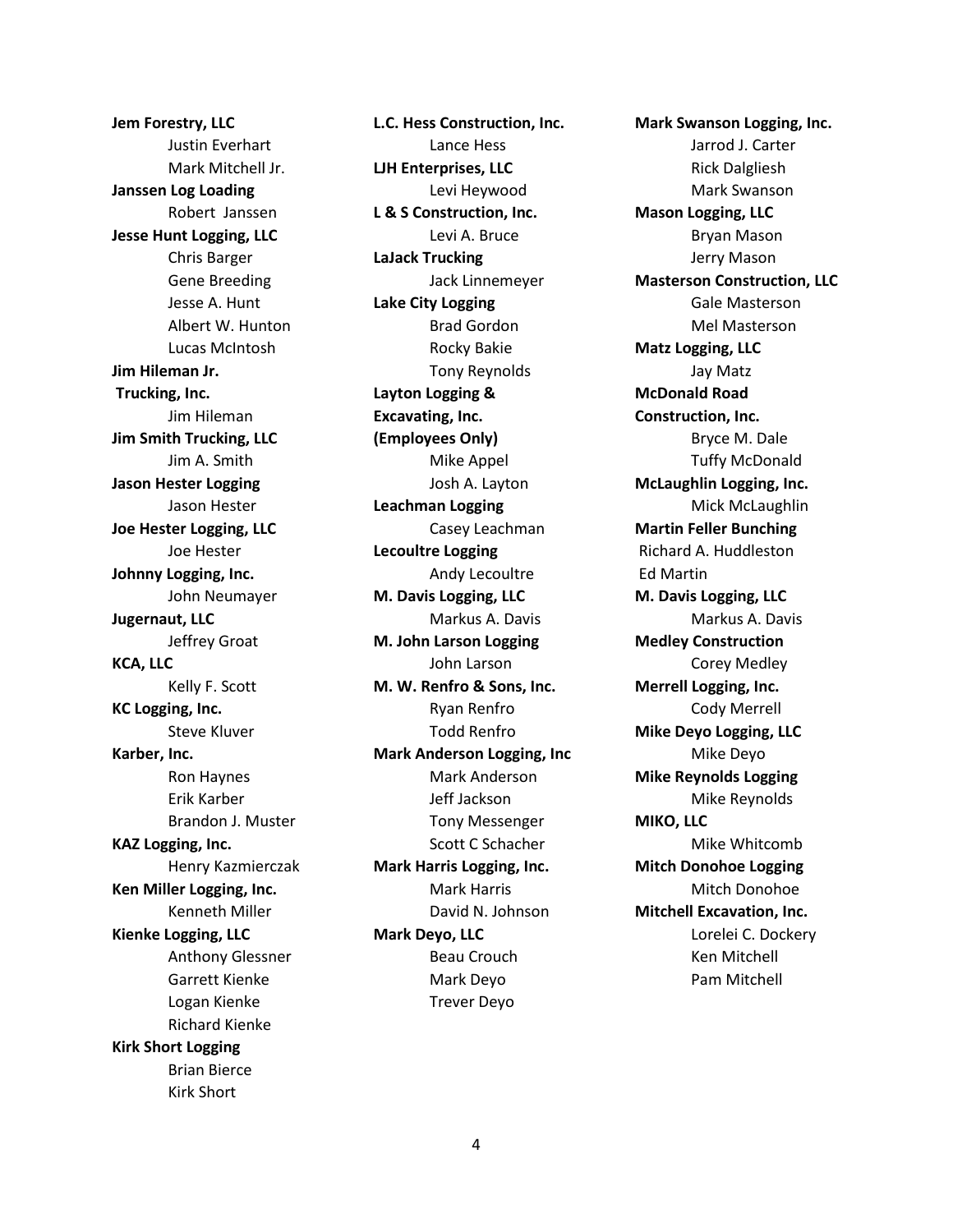**Jem Forestry, LLC**
- Justin Everhart
- Mark Mitchell Jr.

**Janssen Log Loading**
- Robert Janssen

**Jesse Hunt Logging, LLC**
- Chris Barger
- Gene Breeding
- Jesse A. Hunt
- Albert W. Hunton
- Lucas McIntosh

**Jim Hileman Jr. Trucking, Inc.**
- Jim Hileman

**Jim Smith Trucking, LLC**
- Jim A. Smith

**Jason Hester Logging**
- Jason Hester

**Joe Hester Logging, LLC**
- Joe Hester

**Johnny Logging, Inc.**
- John Neumayer

**Jugernaut, LLC**
- Jeffrey Groat

**KCA, LLC**
- Kelly F. Scott

**KC Logging, Inc.**
- Steve Kluver

**Karber, Inc.**
- Ron Haynes
- Erik Karber
- Brandon J. Muster

**KAZ Logging, Inc.**
- Henry Kazmierczak

**Ken Miller Logging, Inc.**
- Kenneth Miller

**Kienke Logging, LLC**
- Anthony Glessner
- Garrett Kienke
- Logan Kienke
- Richard Kienke

**Kirk Short Logging**
- Brian Bierce
- Kirk Short

**L.C. Hess Construction, Inc.**
- Lance Hess

**LJH Enterprises, LLC**
- Levi Heywood

**L & S Construction, Inc.**
- Levi A. Bruce

**LaJack Trucking**
- Jack Linnemeyer

**Lake City Logging**
- Brad Gordon
- Rocky Bakie
- Tony Reynolds

**Layton Logging & Excavating, Inc. (Employees Only)**
- Mike Appel
- Josh A. Layton

**Leachman Logging**
- Casey Leachman

**Lecoultre Logging**
- Andy Lecoultre

**M. Davis Logging, LLC**
- Markus A. Davis

**M. John Larson Logging**
- John Larson

**M. W. Renfro & Sons, Inc.**
- Ryan Renfro
- Todd Renfro

**Mark Anderson Logging, Inc**
- Mark Anderson
- Jeff Jackson
- Tony Messenger
- Scott C Schacher

**Mark Harris Logging, Inc.**
- Mark Harris
- David N. Johnson

**Mark Deyo, LLC**
- Beau Crouch
- Mark Deyo
- Trever Deyo

**Mark Swanson Logging, Inc.**
- Jarrod J. Carter
- Rick Dalgliesh
- Mark Swanson

**Mason Logging, LLC**
- Bryan Mason
- Jerry Mason

**Masterson Construction, LLC**
- Gale Masterson
- Mel Masterson

**Matz Logging, LLC**
- Jay Matz

**McDonald Road Construction, Inc.**
- Bryce M. Dale
- Tuffy McDonald

**McLaughlin Logging, Inc.**
- Mick McLaughlin

**Martin Feller Bunching**
- Richard A. Huddleston
- Ed Martin

**M. Davis Logging, LLC**
- Markus A. Davis

**Medley Construction**
- Corey Medley

**Merrell Logging, Inc.**
- Cody Merrell

**Mike Deyo Logging, LLC**
- Mike Deyo

**Mike Reynolds Logging**
- Mike Reynolds

**MIKO, LLC**
- Mike Whitcomb

**Mitch Donohoe Logging**
- Mitch Donohoe

**Mitchell Excavation, Inc.**
- Lorelei C. Dockery
- Ken Mitchell
- Pam Mitchell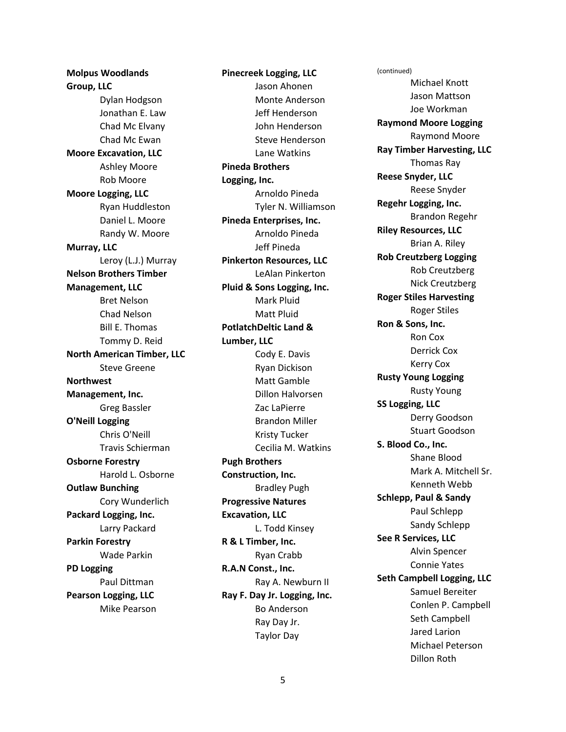**Molpus Woodlands Group, LLC**
- Dylan Hodgson
- Jonathan E. Law
- Chad Mc Elvany
- Chad Mc Ewan

**Moore Excavation, LLC**
- Ashley Moore
- Rob Moore

**Moore Logging, LLC**
- Ryan Huddleston
- Daniel L. Moore
- Randy W. Moore

**Murray, LLC**
- Leroy (L.J.) Murray

**Nelson Brothers Timber Management, LLC**
- Bret Nelson
- Chad Nelson
- Bill E. Thomas
- Tommy D. Reid

**North American Timber, LLC**
- Steve Greene

**Northwest Management, Inc.**
- Greg Bassler

**O'Neill Logging**
- Chris O'Neill
- Travis Schierman

**Osborne Forestry**
- Harold L. Osborne

**Outlaw Bunching**
- Cory Wunderlich

**Packard Logging, Inc.**
- Larry Packard

**Parkin Forestry**
- Wade Parkin

**PD Logging**
- Paul Dittman

**Pearson Logging, LLC**
- Mike Pearson

**Pinecreek Logging, LLC**
- Jason Ahonen
- Monte Anderson
- Jeff Henderson
- John Henderson
- Steve Henderson
- Lane Watkins

**Pineda Brothers Logging, Inc.**
- Arnoldo Pineda
- Tyler N. Williamson

**Pineda Enterprises, Inc.**
- Arnoldo Pineda
- Jeff Pineda

**Pinkerton Resources, LLC**
- LeAlan Pinkerton

**Pluid & Sons Logging, Inc.**
- Mark Pluid
- Matt Pluid

**PotlatchDeltic Land & Lumber, LLC**
- Cody E. Davis
- Ryan Dickison
- Matt Gamble
- Dillon Halvorsen
- Zac LaPierre
- Brandon Miller
- Kristy Tucker
- Cecilia M. Watkins

**Pugh Brothers Construction, Inc.**
- Bradley Pugh

**Progressive Natures Excavation, LLC**
- L. Todd Kinsey

**R & L Timber, Inc.**
- Ryan Crabb

**R.A.N Const., Inc.**
- Ray A. Newburn II

**Ray F. Day Jr. Logging, Inc.**
- Bo Anderson
- Ray Day Jr.
- Taylor Day

(continued)
- Michael Knott
- Jason Mattson
- Joe Workman

**Raymond Moore Logging**
- Raymond Moore

**Ray Timber Harvesting, LLC**
- Thomas Ray

**Reese Snyder, LLC**
- Reese Snyder

**Regehr Logging, Inc.**
- Brandon Regehr

**Riley Resources, LLC**
- Brian A. Riley

**Rob Creutzberg Logging**
- Rob Creutzberg
- Nick Creutzberg

**Roger Stiles Harvesting**
- Roger Stiles

**Ron & Sons, Inc.**
- Ron Cox
- Derrick Cox
- Kerry Cox

**Rusty Young Logging**
- Rusty Young

**SS Logging, LLC**
- Derry Goodson
- Stuart Goodson

**S. Blood Co., Inc.**
- Shane Blood
- Mark A. Mitchell Sr.
- Kenneth Webb

**Schlepp, Paul & Sandy**
- Paul Schlepp
- Sandy Schlepp

**See R Services, LLC**
- Alvin Spencer
- Connie Yates

**Seth Campbell Logging, LLC**
- Samuel Bereiter
- Conlen P. Campbell
- Seth Campbell
- Jared Larion
- Michael Peterson
- Dillon Roth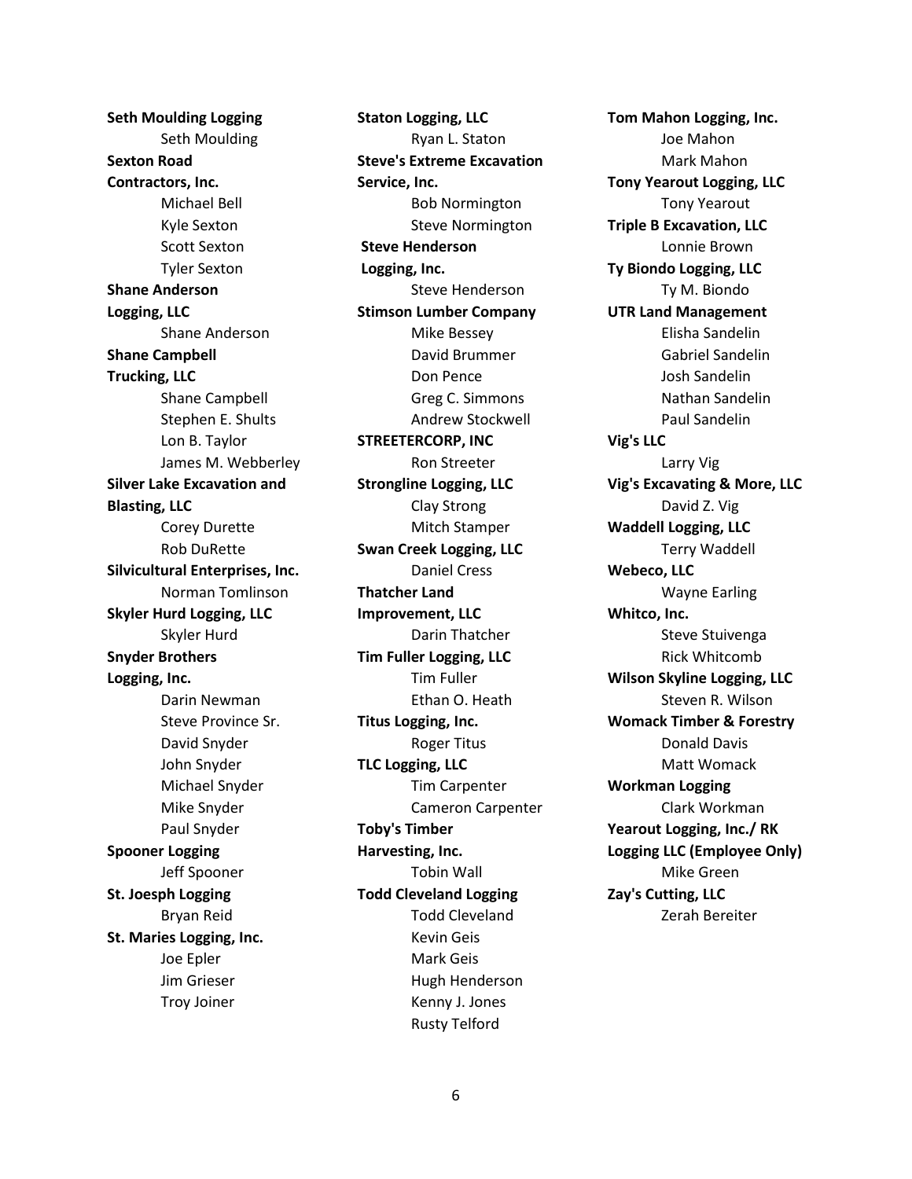**Seth Moulding Logging**
- Seth Moulding

**Sexton Road Contractors, Inc.**
- Michael Bell
- Kyle Sexton
- Scott Sexton
- Tyler Sexton

**Shane Anderson Logging, LLC**
- Shane Anderson

**Shane Campbell Trucking, LLC**
- Shane Campbell
- Stephen E. Shults
- Lon B. Taylor
- James M. Webberley

**Silver Lake Excavation and Blasting, LLC**
- Corey Durette
- Rob DuRette

**Silvicultural Enterprises, Inc.**
- Norman Tomlinson

**Skyler Hurd Logging, LLC**
- Skyler Hurd

**Snyder Brothers Logging, Inc.**
- Darin Newman
- Steve Province Sr.
- David Snyder
- John Snyder
- Michael Snyder
- Mike Snyder
- Paul Snyder

**Spooner Logging**
- Jeff Spooner

**St. Joesph Logging**
- Bryan Reid

**St. Maries Logging, Inc.**
- Joe Epler
- Jim Grieser
- Troy Joiner

**Staton Logging, LLC**
- Ryan L. Staton

**Steve's Extreme Excavation Service, Inc.**
- Bob Normington
- Steve Normington

**Steve Henderson Logging, Inc.**
- Steve Henderson

**Stimson Lumber Company**
- Mike Bessey
- David Brummer
- Don Pence
- Greg C. Simmons
- Andrew Stockwell

**STREETERCORP, INC**
- Ron Streeter

**Strongline Logging, LLC**
- Clay Strong
- Mitch Stamper

**Swan Creek Logging, LLC**
- Daniel Cress

**Thatcher Land Improvement, LLC**
- Darin Thatcher

**Tim Fuller Logging, LLC**
- Tim Fuller
- Ethan O. Heath

**Titus Logging, Inc.**
- Roger Titus

**TLC Logging, LLC**
- Tim Carpenter
- Cameron Carpenter

**Toby's Timber Harvesting, Inc.**
- Tobin Wall

**Todd Cleveland Logging**
- Todd Cleveland
- Kevin Geis
- Mark Geis
- Hugh Henderson
- Kenny J. Jones
- Rusty Telford

**Tom Mahon Logging, Inc.**
- Joe Mahon
- Mark Mahon

**Tony Yearout Logging, LLC**
- Tony Yearout

**Triple B Excavation, LLC**
- Lonnie Brown

**Ty Biondo Logging, LLC**
- Ty M. Biondo

**UTR Land Management**
- Elisha Sandelin
- Gabriel Sandelin
- Josh Sandelin
- Nathan Sandelin
- Paul Sandelin

**Vig's LLC**
- Larry Vig

**Vig's Excavating & More, LLC**
- David Z. Vig

**Waddell Logging, LLC**
- Terry Waddell

**Webeco, LLC**
- Wayne Earling

**Whitco, Inc.**
- Steve Stuivenga
- Rick Whitcomb

**Wilson Skyline Logging, LLC**
- Steven R. Wilson

**Womack Timber & Forestry**
- Donald Davis
- Matt Womack

**Workman Logging**
- Clark Workman

**Yearout Logging, Inc./ RK Logging LLC (Employee Only)**
- Mike Green

**Zay's Cutting, LLC**
- Zerah Bereiter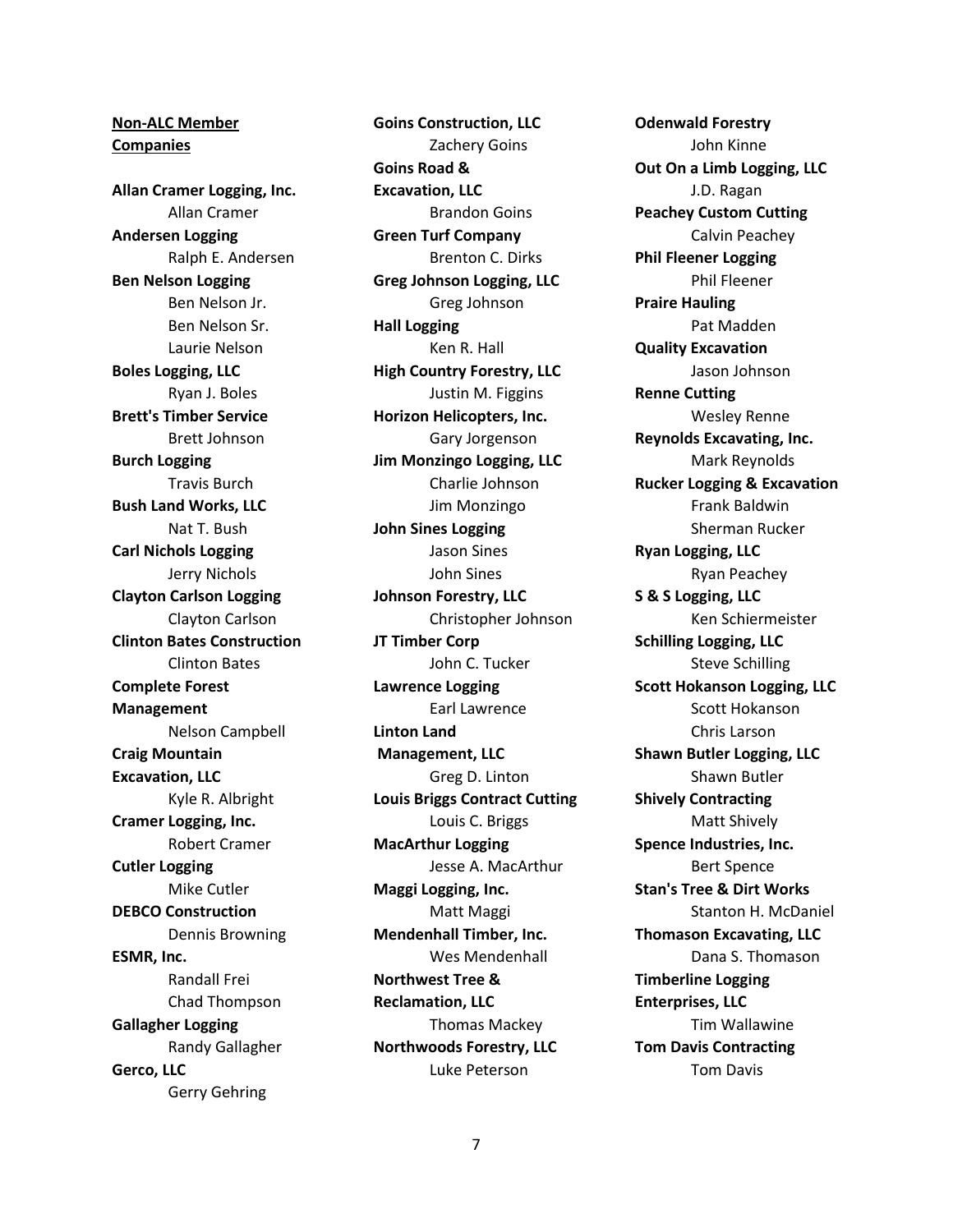**Non-ALC Member Companies**

**Allan Cramer Logging, Inc.**
Allan Cramer

**Andersen Logging**
Ralph E. Andersen

**Ben Nelson Logging**
Ben Nelson Jr.
Ben Nelson Sr.
Laurie Nelson

**Boles Logging, LLC**
Ryan J. Boles

**Brett's Timber Service**
Brett Johnson

**Burch Logging**
Travis Burch

**Bush Land Works, LLC**
Nat T. Bush

**Carl Nichols Logging**
Jerry Nichols

**Clayton Carlson Logging**
Clayton Carlson

**Clinton Bates Construction**
Clinton Bates

**Complete Forest Management**
Nelson Campbell

**Craig Mountain Excavation, LLC**
Kyle R. Albright

**Cramer Logging, Inc.**
Robert Cramer

**Cutler Logging**
Mike Cutler

**DEBCO Construction**
Dennis Browning

**ESMR, Inc.**
Randall Frei
Chad Thompson

**Gallagher Logging**
Randy Gallagher

**Gerco, LLC**
Gerry Gehring

**Goins Construction, LLC**
Zachery Goins

**Goins Road & Excavation, LLC**
Brandon Goins

**Green Turf Company**
Brenton C. Dirks

**Greg Johnson Logging, LLC**
Greg Johnson

**Hall Logging**
Ken R. Hall

**High Country Forestry, LLC**
Justin M. Figgins

**Horizon Helicopters, Inc.**
Gary Jorgenson

**Jim Monzingo Logging, LLC**
Charlie Johnson
Jim Monzingo

**John Sines Logging**
Jason Sines
John Sines

**Johnson Forestry, LLC**
Christopher Johnson

**JT Timber Corp**
John C. Tucker

**Lawrence Logging**
Earl Lawrence

**Linton Land Management, LLC**
Greg D. Linton

**Louis Briggs Contract Cutting**
Louis C. Briggs

**MacArthur Logging**
Jesse A. MacArthur

**Maggi Logging, Inc.**
Matt Maggi

**Mendenhall Timber, Inc.**
Wes Mendenhall

**Northwest Tree & Reclamation, LLC**
Thomas Mackey

**Northwoods Forestry, LLC**
Luke Peterson

**Odenwald Forestry**
John Kinne

**Out On a Limb Logging, LLC**
J.D. Ragan

**Peachey Custom Cutting**
Calvin Peachey

**Phil Fleener Logging**
Phil Fleener

**Praire Hauling**
Pat Madden

**Quality Excavation**
Jason Johnson

**Renne Cutting**
Wesley Renne

**Reynolds Excavating, Inc.**
Mark Reynolds

**Rucker Logging & Excavation**
Frank Baldwin
Sherman Rucker

**Ryan Logging, LLC**
Ryan Peachey

**S & S Logging, LLC**
Ken Schiermeister

**Schilling Logging, LLC**
Steve Schilling

**Scott Hokanson Logging, LLC**
Scott Hokanson
Chris Larson

**Shawn Butler Logging, LLC**
Shawn Butler

**Shively Contracting**
Matt Shively

**Spence Industries, Inc.**
Bert Spence

**Stan's Tree & Dirt Works**
Stanton H. McDaniel

**Thomason Excavating, LLC**
Dana S. Thomason

**Timberline Logging Enterprises, LLC**
Tim Wallawine

**Tom Davis Contracting**
Tom Davis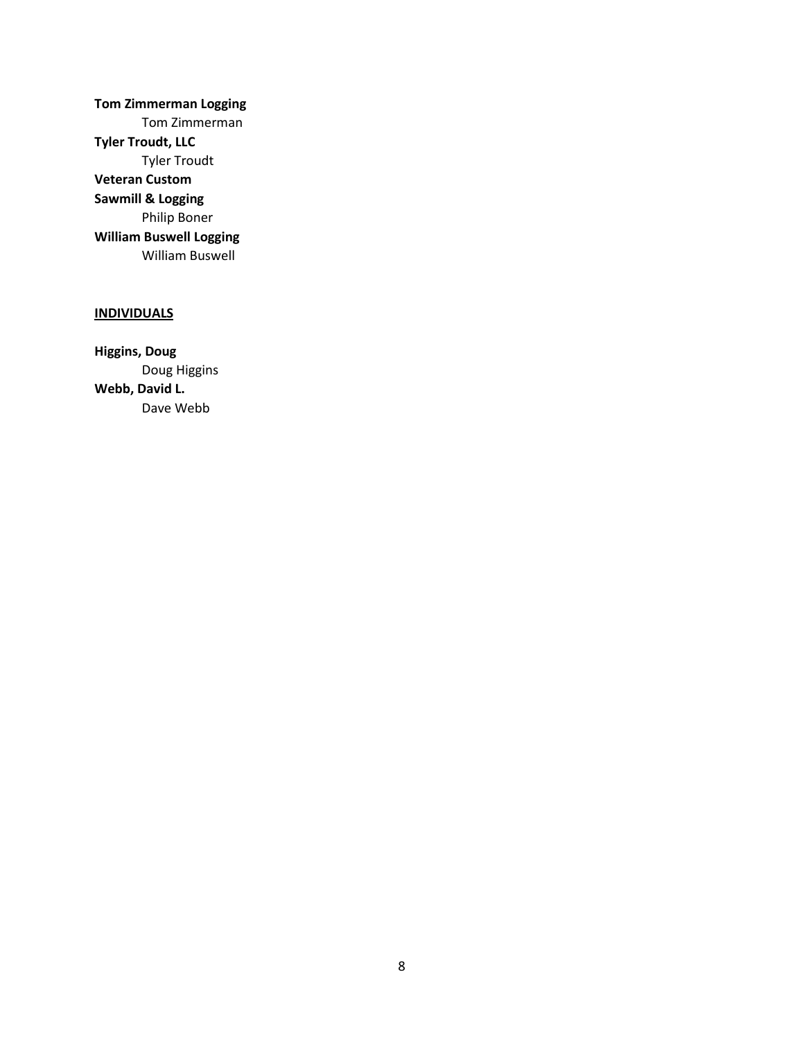**Tom Zimmerman Logging**

Tom Zimmerman

**Tyler Troudt, LLC**

Tyler Troudt

**Veteran Custom Sawmill & Logging**

Philip Boner

**William Buswell Logging**

William Buswell

**INDIVIDUALS**

**Higgins, Doug**

Doug Higgins

**Webb, David L.**

Dave Webb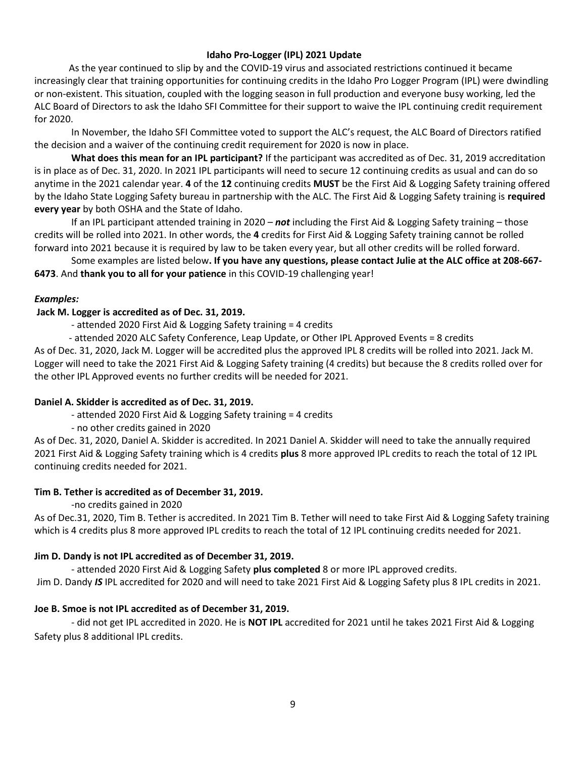## Idaho Pro-Logger (IPL) 2021 Update

As the year continued to slip by and the COVID-19 virus and associated restrictions continued it became increasingly clear that training opportunities for continuing credits in the Idaho Pro Logger Program (IPL) were dwindling or non-existent. This situation, coupled with the logging season in full production and everyone busy working, led the ALC Board of Directors to ask the Idaho SFI Committee for their support to waive the IPL continuing credit requirement for 2020.

In November, the Idaho SFI Committee voted to support the ALC's request, the ALC Board of Directors ratified the decision and a waiver of the continuing credit requirement for 2020 is now in place.

**What does this mean for an IPL participant?** If the participant was accredited as of Dec. 31, 2019 accreditation is in place as of Dec. 31, 2020. In 2021 IPL participants will need to secure 12 continuing credits as usual and can do so anytime in the 2021 calendar year. **4** of the **12** continuing credits **MUST** be the First Aid & Logging Safety training offered by the Idaho State Logging Safety bureau in partnership with the ALC. The First Aid & Logging Safety training is **required every year** by both OSHA and the State of Idaho.

If an IPL participant attended training in 2020 – ***not*** including the First Aid & Logging Safety training – those credits will be rolled into 2021. In other words, the **4** credits for First Aid & Logging Safety training cannot be rolled forward into 2021 because it is required by law to be taken every year, but all other credits will be rolled forward.

Some examples are listed below**. If you have any questions, please contact Julie at the ALC office at 208-667-6473**. And **thank you to all for your patience** in this COVID-19 challenging year!

### *Examples:*

**Jack M. Logger is accredited as of Dec. 31, 2019.**

- attended 2020 First Aid & Logging Safety training = 4 credits
- attended 2020 ALC Safety Conference, Leap Update, or Other IPL Approved Events = 8 credits

As of Dec. 31, 2020, Jack M. Logger will be accredited plus the approved IPL 8 credits will be rolled into 2021. Jack M. Logger will need to take the 2021 First Aid & Logging Safety training (4 credits) but because the 8 credits rolled over for the other IPL Approved events no further credits will be needed for 2021.

**Daniel A. Skidder is accredited as of Dec. 31, 2019.**

- attended 2020 First Aid & Logging Safety training = 4 credits
- no other credits gained in 2020

As of Dec. 31, 2020, Daniel A. Skidder is accredited. In 2021 Daniel A. Skidder will need to take the annually required 2021 First Aid & Logging Safety training which is 4 credits **plus** 8 more approved IPL credits to reach the total of 12 IPL continuing credits needed for 2021.

**Tim B. Tether is accredited as of December 31, 2019.**

- no credits gained in 2020

As of Dec.31, 2020, Tim B. Tether is accredited. In 2021 Tim B. Tether will need to take First Aid & Logging Safety training which is 4 credits plus 8 more approved IPL credits to reach the total of 12 IPL continuing credits needed for 2021.

**Jim D. Dandy is not IPL accredited as of December 31, 2019.**

- attended 2020 First Aid & Logging Safety **plus completed** 8 or more IPL approved credits.

Jim D. Dandy ***IS*** IPL accredited for 2020 and will need to take 2021 First Aid & Logging Safety plus 8 IPL credits in 2021.

**Joe B. Smoe is not IPL accredited as of December 31, 2019.**

- did not get IPL accredited in 2020. He is **NOT IPL** accredited for 2021 until he takes 2021 First Aid & Logging Safety plus 8 additional IPL credits.